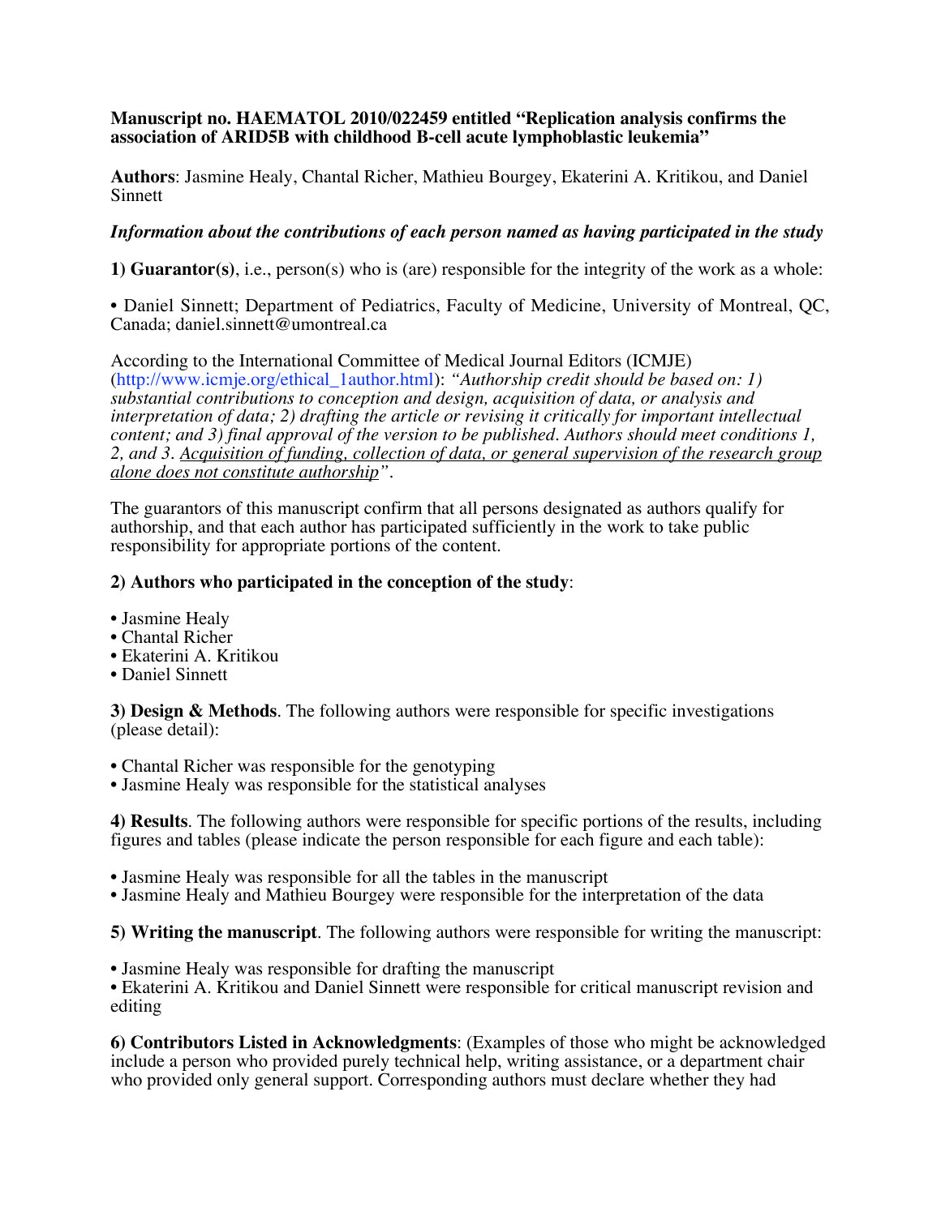**Manuscript no. HAEMATOL 2010/022459 entitled "Replication analysis confirms the association of ARID5B with childhood B-cell acute lymphoblastic leukemia"**

**Authors**: Jasmine Healy, Chantal Richer, Mathieu Bourgey, Ekaterini A. Kritikou, and Daniel Sinnett

***Information about the contributions of each person named as having participated in the study***

**1) Guarantor(s)**, i.e., person(s) who is (are) responsible for the integrity of the work as a whole:

• Daniel Sinnett; Department of Pediatrics, Faculty of Medicine, University of Montreal, QC, Canada; daniel.sinnett@umontreal.ca

According to the International Committee of Medical Journal Editors (ICMJE) (http://www.icmje.org/ethical_1author.html): *"Authorship credit should be based on: 1) substantial contributions to conception and design, acquisition of data, or analysis and interpretation of data; 2) drafting the article or revising it critically for important intellectual content; and 3) final approval of the version to be published. Authors should meet conditions 1, 2, and 3. Acquisition of funding, collection of data, or general supervision of the research group alone does not constitute authorship"*.

The guarantors of this manuscript confirm that all persons designated as authors qualify for authorship, and that each author has participated sufficiently in the work to take public responsibility for appropriate portions of the content.

**2) Authors who participated in the conception of the study**:

• Jasmine Healy
• Chantal Richer
• Ekaterini A. Kritikou
• Daniel Sinnett

**3) Design & Methods**. The following authors were responsible for specific investigations (please detail):

• Chantal Richer was responsible for the genotyping
• Jasmine Healy was responsible for the statistical analyses

**4) Results**. The following authors were responsible for specific portions of the results, including figures and tables (please indicate the person responsible for each figure and each table):

• Jasmine Healy was responsible for all the tables in the manuscript
• Jasmine Healy and Mathieu Bourgey were responsible for the interpretation of the data

**5) Writing the manuscript**. The following authors were responsible for writing the manuscript:

• Jasmine Healy was responsible for drafting the manuscript
• Ekaterini A. Kritikou and Daniel Sinnett were responsible for critical manuscript revision and editing

**6) Contributors Listed in Acknowledgments**: (Examples of those who might be acknowledged include a person who provided purely technical help, writing assistance, or a department chair who provided only general support. Corresponding authors must declare whether they had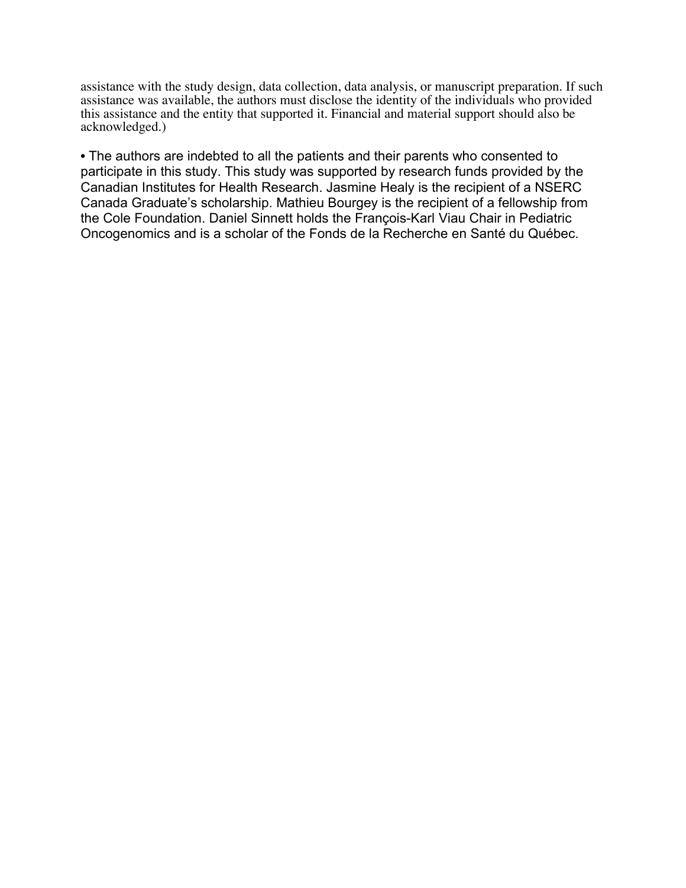assistance with the study design, data collection, data analysis, or manuscript preparation. If such assistance was available, the authors must disclose the identity of the individuals who provided this assistance and the entity that supported it. Financial and material support should also be acknowledged.)

- The authors are indebted to all the patients and their parents who consented to participate in this study. This study was supported by research funds provided by the Canadian Institutes for Health Research. Jasmine Healy is the recipient of a NSERC Canada Graduate's scholarship. Mathieu Bourgey is the recipient of a fellowship from the Cole Foundation. Daniel Sinnett holds the François-Karl Viau Chair in Pediatric Oncogenomics and is a scholar of the Fonds de la Recherche en Santé du Québec.